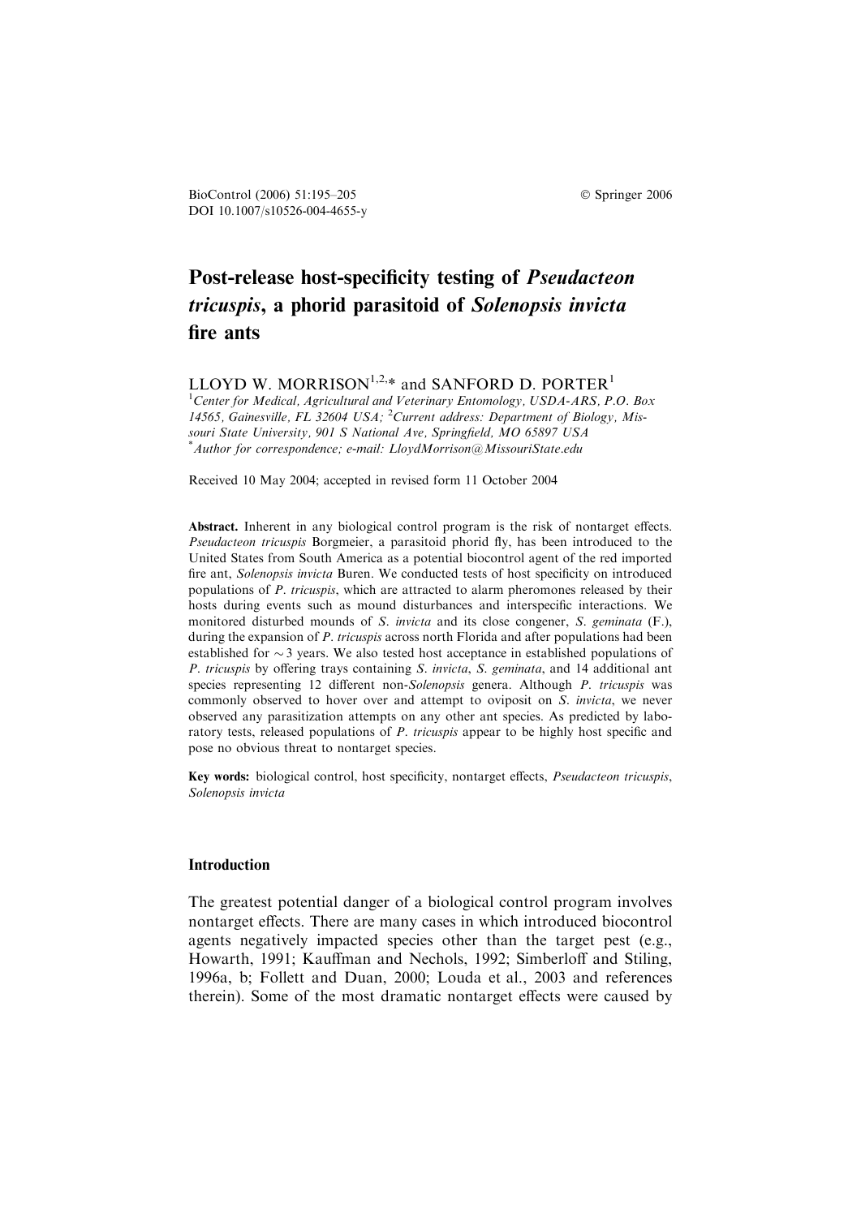BioControl (2006) 51:195–205
DOI 10.1007/s10526-004-4655-y

© Springer 2006

# Post-release host-specificity testing of *Pseudacteon tricuspis*, a phorid parasitoid of *Solenopsis invicta* fire ants

LLOYD W. MORRISON[1,2,*] and SANFORD D. PORTER[1]

[1]Center for Medical, Agricultural and Veterinary Entomology, USDA-ARS, P.O. Box 14565, Gainesville, FL 32604 USA; [2]Current address: Department of Biology, Missouri State University, 901 S National Ave, Springfield, MO 65897 USA
[*]Author for correspondence; e-mail: LloydMorrison@MissouriState.edu

Received 10 May 2004; accepted in revised form 11 October 2004

**Abstract.** Inherent in any biological control program is the risk of nontarget effects. *Pseudacteon tricuspis* Borgmeier, a parasitoid phorid fly, has been introduced to the United States from South America as a potential biocontrol agent of the red imported fire ant, *Solenopsis invicta* Buren. We conducted tests of host specificity on introduced populations of *P. tricuspis*, which are attracted to alarm pheromones released by their hosts during events such as mound disturbances and interspecific interactions. We monitored disturbed mounds of *S. invicta* and its close congener, *S. geminata* (F.), during the expansion of *P. tricuspis* across north Florida and after populations had been established for ~3 years. We also tested host acceptance in established populations of *P. tricuspis* by offering trays containing *S. invicta*, *S. geminata*, and 14 additional ant species representing 12 different non-*Solenopsis* genera. Although *P. tricuspis* was commonly observed to hover over and attempt to oviposit on *S. invicta*, we never observed any parasitization attempts on any other ant species. As predicted by laboratory tests, released populations of *P. tricuspis* appear to be highly host specific and pose no obvious threat to nontarget species.

**Key words:** biological control, host specificity, nontarget effects, *Pseudacteon tricuspis*, *Solenopsis invicta*

## Introduction

The greatest potential danger of a biological control program involves nontarget effects. There are many cases in which introduced biocontrol agents negatively impacted species other than the target pest (e.g., Howarth, 1991; Kauffman and Nechols, 1992; Simberloff and Stiling, 1996a, b; Follett and Duan, 2000; Louda et al., 2003 and references therein). Some of the most dramatic nontarget effects were caused by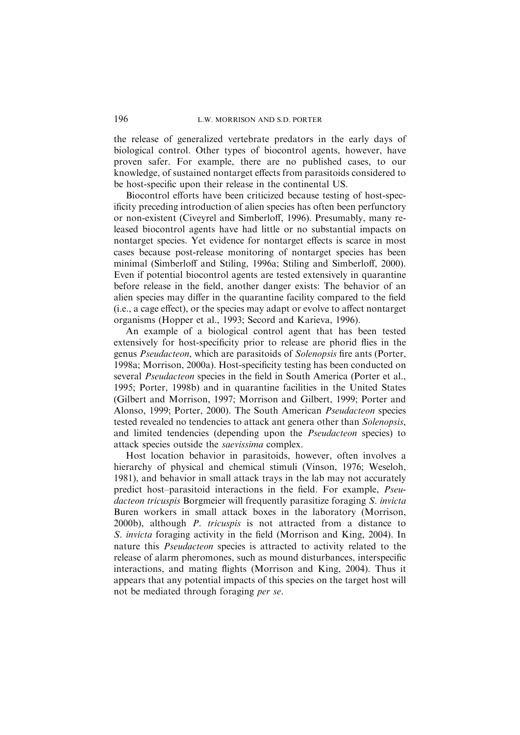the release of generalized vertebrate predators in the early days of biological control. Other types of biocontrol agents, however, have proven safer. For example, there are no published cases, to our knowledge, of sustained nontarget effects from parasitoids considered to be host-specific upon their release in the continental US.

Biocontrol efforts have been criticized because testing of host-specificity preceding introduction of alien species has often been perfunctory or non-existent (Civeyrel and Simberloff, 1996). Presumably, many released biocontrol agents have had little or no substantial impacts on nontarget species. Yet evidence for nontarget effects is scarce in most cases because post-release monitoring of nontarget species has been minimal (Simberloff and Stiling, 1996a; Stiling and Simberloff, 2000). Even if potential biocontrol agents are tested extensively in quarantine before release in the field, another danger exists: The behavior of an alien species may differ in the quarantine facility compared to the field (i.e., a cage effect), or the species may adapt or evolve to affect nontarget organisms (Hopper et al., 1993; Secord and Karieva, 1996).

An example of a biological control agent that has been tested extensively for host-specificity prior to release are phorid flies in the genus *Pseudacteon*, which are parasitoids of *Solenopsis* fire ants (Porter, 1998a; Morrison, 2000a). Host-specificity testing has been conducted on several *Pseudacteon* species in the field in South America (Porter et al., 1995; Porter, 1998b) and in quarantine facilities in the United States (Gilbert and Morrison, 1997; Morrison and Gilbert, 1999; Porter and Alonso, 1999; Porter, 2000). The South American *Pseudacteon* species tested revealed no tendencies to attack ant genera other than *Solenopsis*, and limited tendencies (depending upon the *Pseudacteon* species) to attack species outside the *saevissima* complex.

Host location behavior in parasitoids, however, often involves a hierarchy of physical and chemical stimuli (Vinson, 1976; Weseloh, 1981), and behavior in small attack trays in the lab may not accurately predict host–parasitoid interactions in the field. For example, *Pseudacteon tricuspis* Borgmeier will frequently parasitize foraging *S. invicta* Buren workers in small attack boxes in the laboratory (Morrison, 2000b), although *P. tricuspis* is not attracted from a distance to *S. invicta* foraging activity in the field (Morrison and King, 2004). In nature this *Pseudacteon* species is attracted to activity related to the release of alarm pheromones, such as mound disturbances, interspecific interactions, and mating flights (Morrison and King, 2004). Thus it appears that any potential impacts of this species on the target host will not be mediated through foraging *per se*.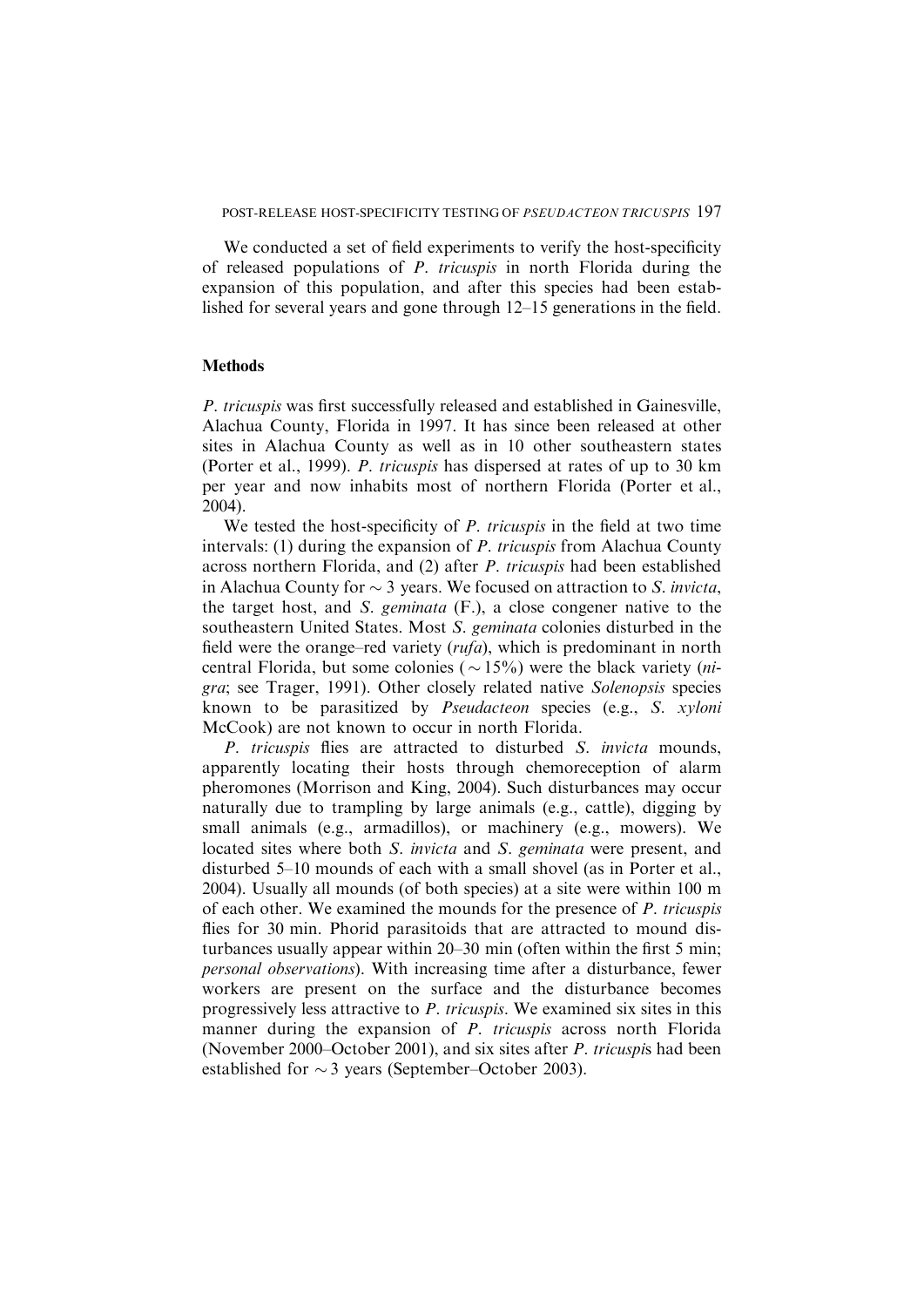We conducted a set of field experiments to verify the host-specificity of released populations of *P. tricuspis* in north Florida during the expansion of this population, and after this species had been established for several years and gone through 12–15 generations in the field.

## Methods

*P. tricuspis* was first successfully released and established in Gainesville, Alachua County, Florida in 1997. It has since been released at other sites in Alachua County as well as in 10 other southeastern states (Porter et al., 1999). *P. tricuspis* has dispersed at rates of up to 30 km per year and now inhabits most of northern Florida (Porter et al., 2004).

We tested the host-specificity of *P. tricuspis* in the field at two time intervals: (1) during the expansion of *P. tricuspis* from Alachua County across northern Florida, and (2) after *P. tricuspis* had been established in Alachua County for ~ 3 years. We focused on attraction to *S. invicta*, the target host, and *S. geminata* (F.), a close congener native to the southeastern United States. Most *S. geminata* colonies disturbed in the field were the orange–red variety (*rufa*), which is predominant in north central Florida, but some colonies (~ 15%) were the black variety (*nigra*; see Trager, 1991). Other closely related native *Solenopsis* species known to be parasitized by *Pseudacteon* species (e.g., *S. xyloni* McCook) are not known to occur in north Florida.

*P. tricuspis* flies are attracted to disturbed *S. invicta* mounds, apparently locating their hosts through chemoreception of alarm pheromones (Morrison and King, 2004). Such disturbances may occur naturally due to trampling by large animals (e.g., cattle), digging by small animals (e.g., armadillos), or machinery (e.g., mowers). We located sites where both *S. invicta* and *S. geminata* were present, and disturbed 5–10 mounds of each with a small shovel (as in Porter et al., 2004). Usually all mounds (of both species) at a site were within 100 m of each other. We examined the mounds for the presence of *P. tricuspis* flies for 30 min. Phorid parasitoids that are attracted to mound disturbances usually appear within 20–30 min (often within the first 5 min; *personal observations*). With increasing time after a disturbance, fewer workers are present on the surface and the disturbance becomes progressively less attractive to *P. tricuspis*. We examined six sites in this manner during the expansion of *P. tricuspis* across north Florida (November 2000–October 2001), and six sites after *P. tricuspis* had been established for ~ 3 years (September–October 2003).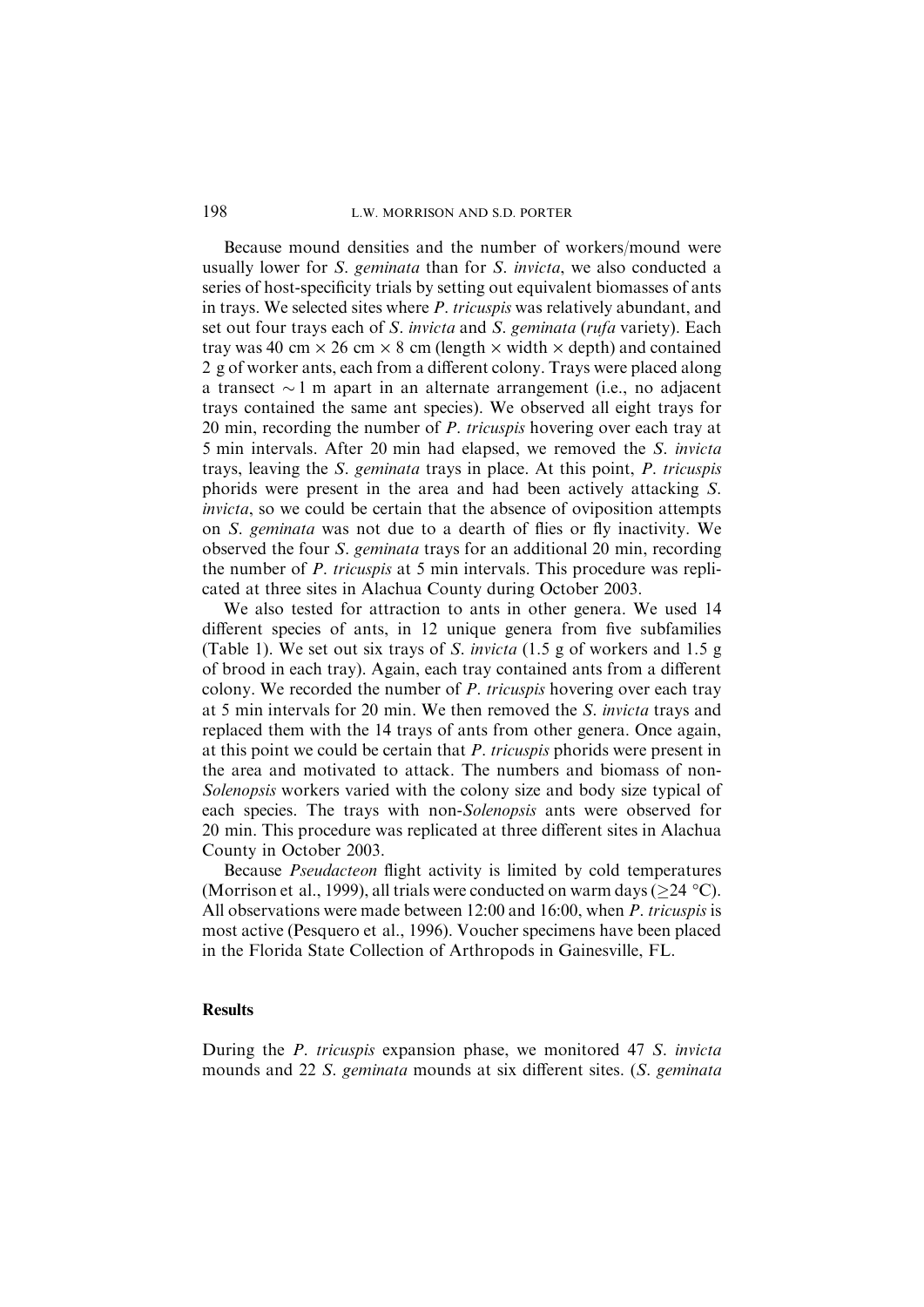Because mound densities and the number of workers/mound were usually lower for *S. geminata* than for *S. invicta*, we also conducted a series of host-specificity trials by setting out equivalent biomasses of ants in trays. We selected sites where *P. tricuspis* was relatively abundant, and set out four trays each of *S. invicta* and *S. geminata* (*rufa* variety). Each tray was 40 cm × 26 cm × 8 cm (length × width × depth) and contained 2 g of worker ants, each from a different colony. Trays were placed along a transect ~1 m apart in an alternate arrangement (i.e., no adjacent trays contained the same ant species). We observed all eight trays for 20 min, recording the number of *P. tricuspis* hovering over each tray at 5 min intervals. After 20 min had elapsed, we removed the *S. invicta* trays, leaving the *S. geminata* trays in place. At this point, *P. tricuspis* phorids were present in the area and had been actively attacking *S. invicta*, so we could be certain that the absence of oviposition attempts on *S. geminata* was not due to a dearth of flies or fly inactivity. We observed the four *S. geminata* trays for an additional 20 min, recording the number of *P. tricuspis* at 5 min intervals. This procedure was replicated at three sites in Alachua County during October 2003.

We also tested for attraction to ants in other genera. We used 14 different species of ants, in 12 unique genera from five subfamilies (Table 1). We set out six trays of *S. invicta* (1.5 g of workers and 1.5 g of brood in each tray). Again, each tray contained ants from a different colony. We recorded the number of *P. tricuspis* hovering over each tray at 5 min intervals for 20 min. We then removed the *S. invicta* trays and replaced them with the 14 trays of ants from other genera. Once again, at this point we could be certain that *P. tricuspis* phorids were present in the area and motivated to attack. The numbers and biomass of non-*Solenopsis* workers varied with the colony size and body size typical of each species. The trays with non-*Solenopsis* ants were observed for 20 min. This procedure was replicated at three different sites in Alachua County in October 2003.

Because *Pseudacteon* flight activity is limited by cold temperatures (Morrison et al., 1999), all trials were conducted on warm days (≥24 °C). All observations were made between 12:00 and 16:00, when *P. tricuspis* is most active (Pesquero et al., 1996). Voucher specimens have been placed in the Florida State Collection of Arthropods in Gainesville, FL.

## Results

During the *P. tricuspis* expansion phase, we monitored 47 *S. invicta* mounds and 22 *S. geminata* mounds at six different sites. (*S. geminata*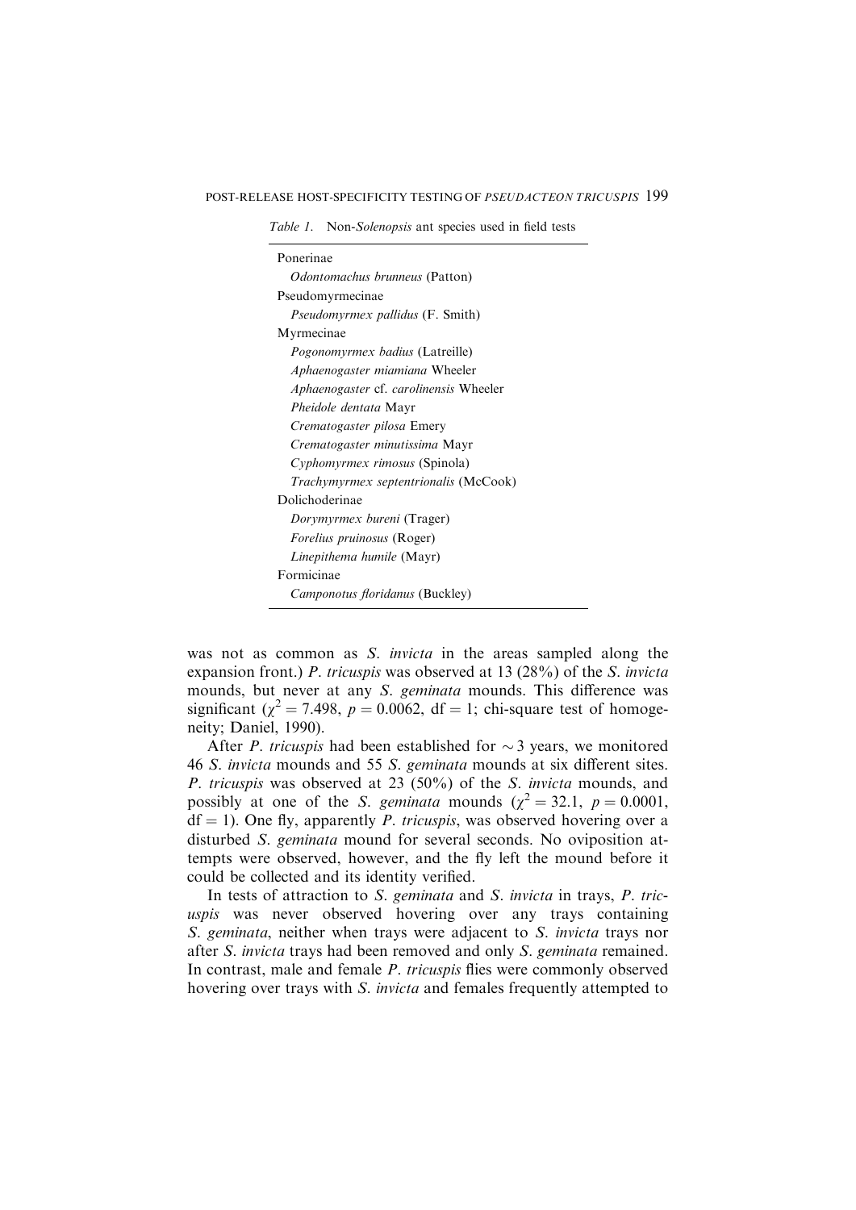*Table 1.* Non-*Solenopsis* ant species used in field tests

| |
|---|
| Ponerinae |
| *Odontomachus brunneus* (Patton) |
| Pseudomyrmecinae |
| *Pseudomyrmex pallidus* (F. Smith) |
| Myrmecinae |
| *Pogonomyrmex badius* (Latreille) |
| *Aphaenogaster miamiana* Wheeler |
| *Aphaenogaster* cf. *carolinensis* Wheeler |
| *Pheidole dentata* Mayr |
| *Crematogaster pilosa* Emery |
| *Crematogaster minutissima* Mayr |
| *Cyphomyrmex rimosus* (Spinola) |
| *Trachymyrmex septentrionalis* (McCook) |
| Dolichoderinae |
| *Dorymyrmex bureni* (Trager) |
| *Forelius pruinosus* (Roger) |
| *Linepithema humile* (Mayr) |
| Formicinae |
| *Camponotus floridanus* (Buckley) |

was not as common as *S. invicta* in the areas sampled along the expansion front.) *P. tricuspis* was observed at 13 (28%) of the *S. invicta* mounds, but never at any *S. geminata* mounds. This difference was significant ($\chi^2 = 7.498$, $p = 0.0062$, $\mathrm{df} = 1$; chi-square test of homogeneity; Daniel, 1990).

After *P. tricuspis* had been established for $\sim 3$ years, we monitored 46 *S. invicta* mounds and 55 *S. geminata* mounds at six different sites. *P. tricuspis* was observed at 23 (50%) of the *S. invicta* mounds, and possibly at one of the *S. geminata* mounds ($\chi^2 = 32.1$, $p = 0.0001$, $\mathrm{df} = 1$). One fly, apparently *P. tricuspis*, was observed hovering over a disturbed *S. geminata* mound for several seconds. No oviposition attempts were observed, however, and the fly left the mound before it could be collected and its identity verified.

In tests of attraction to *S. geminata* and *S. invicta* in trays, *P. tricuspis* was never observed hovering over any trays containing *S. geminata*, neither when trays were adjacent to *S. invicta* trays nor after *S. invicta* trays had been removed and only *S. geminata* remained. In contrast, male and female *P. tricuspis* flies were commonly observed hovering over trays with *S. invicta* and females frequently attempted to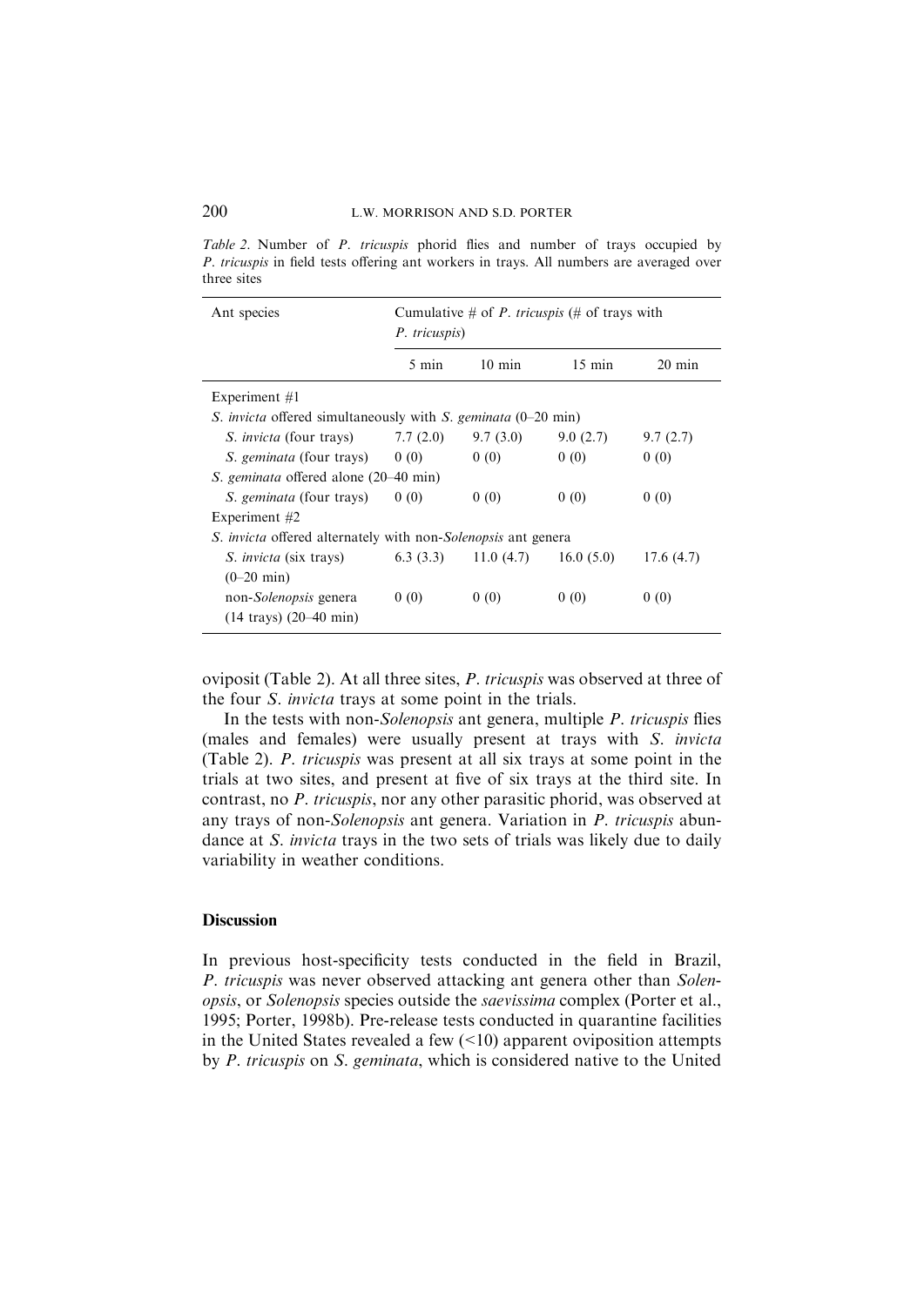*Table 2*. Number of *P. tricuspis* phorid flies and number of trays occupied by *P. tricuspis* in field tests offering ant workers in trays. All numbers are averaged over three sites

| Ant species | Cumulative # of *P. tricuspis* (# of trays with *P. tricuspis*) | | | |
|---|---|---|---|---|
| | 5 min | 10 min | 15 min | 20 min |
| Experiment #1 | | | | |
| *S. invicta* offered simultaneously with *S. geminata* (0–20 min) | | | | |
| *S. invicta* (four trays) | 7.7 (2.0) | 9.7 (3.0) | 9.0 (2.7) | 9.7 (2.7) |
| *S. geminata* (four trays) | 0 (0) | 0 (0) | 0 (0) | 0 (0) |
| *S. geminata* offered alone (20–40 min) | | | | |
| *S. geminata* (four trays) | 0 (0) | 0 (0) | 0 (0) | 0 (0) |
| Experiment #2 | | | | |
| *S. invicta* offered alternately with non-*Solenopsis* ant genera | | | | |
| *S. invicta* (six trays) (0–20 min) | 6.3 (3.3) | 11.0 (4.7) | 16.0 (5.0) | 17.6 (4.7) |
| non-*Solenopsis* genera (14 trays) (20–40 min) | 0 (0) | 0 (0) | 0 (0) | 0 (0) |

oviposit (Table 2). At all three sites, *P. tricuspis* was observed at three of the four *S. invicta* trays at some point in the trials.

In the tests with non-*Solenopsis* ant genera, multiple *P. tricuspis* flies (males and females) were usually present at trays with *S. invicta* (Table 2). *P. tricuspis* was present at all six trays at some point in the trials at two sites, and present at five of six trays at the third site. In contrast, no *P. tricuspis*, nor any other parasitic phorid, was observed at any trays of non-*Solenopsis* ant genera. Variation in *P. tricuspis* abundance at *S. invicta* trays in the two sets of trials was likely due to daily variability in weather conditions.

## Discussion

In previous host-specificity tests conducted in the field in Brazil, *P. tricuspis* was never observed attacking ant genera other than *Solenopsis*, or *Solenopsis* species outside the *saevissima* complex (Porter et al., 1995; Porter, 1998b). Pre-release tests conducted in quarantine facilities in the United States revealed a few (<10) apparent oviposition attempts by *P. tricuspis* on *S. geminata*, which is considered native to the United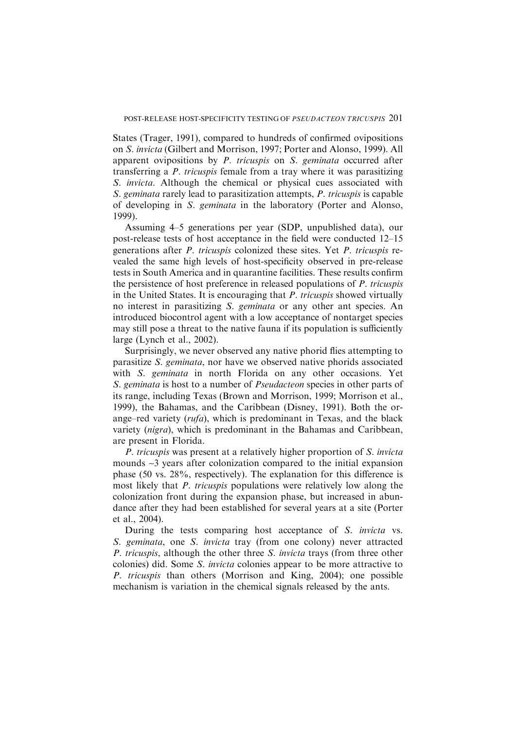States (Trager, 1991), compared to hundreds of confirmed ovipositions on *S. invicta* (Gilbert and Morrison, 1997; Porter and Alonso, 1999). All apparent ovipositions by *P. tricuspis* on *S. geminata* occurred after transferring a *P. tricuspis* female from a tray where it was parasitizing *S. invicta*. Although the chemical or physical cues associated with *S. geminata* rarely lead to parasitization attempts, *P. tricuspis* is capable of developing in *S. geminata* in the laboratory (Porter and Alonso, 1999).

Assuming 4–5 generations per year (SDP, unpublished data), our post-release tests of host acceptance in the field were conducted 12–15 generations after *P. tricuspis* colonized these sites. Yet *P. tricuspis* revealed the same high levels of host-specificity observed in pre-release tests in South America and in quarantine facilities. These results confirm the persistence of host preference in released populations of *P. tricuspis* in the United States. It is encouraging that *P. tricuspis* showed virtually no interest in parasitizing *S. geminata* or any other ant species. An introduced biocontrol agent with a low acceptance of nontarget species may still pose a threat to the native fauna if its population is sufficiently large (Lynch et al., 2002).

Surprisingly, we never observed any native phorid flies attempting to parasitize *S. geminata*, nor have we observed native phorids associated with *S. geminata* in north Florida on any other occasions. Yet *S. geminata* is host to a number of *Pseudacteon* species in other parts of its range, including Texas (Brown and Morrison, 1999; Morrison et al., 1999), the Bahamas, and the Caribbean (Disney, 1991). Both the orange–red variety (*rufa*), which is predominant in Texas, and the black variety (*nigra*), which is predominant in the Bahamas and Caribbean, are present in Florida.

*P. tricuspis* was present at a relatively higher proportion of *S. invicta* mounds ~3 years after colonization compared to the initial expansion phase (50 vs. 28%, respectively). The explanation for this difference is most likely that *P. tricuspis* populations were relatively low along the colonization front during the expansion phase, but increased in abundance after they had been established for several years at a site (Porter et al., 2004).

During the tests comparing host acceptance of *S. invicta* vs. *S. geminata*, one *S. invicta* tray (from one colony) never attracted *P. tricuspis*, although the other three *S. invicta* trays (from three other colonies) did. Some *S. invicta* colonies appear to be more attractive to *P. tricuspis* than others (Morrison and King, 2004); one possible mechanism is variation in the chemical signals released by the ants.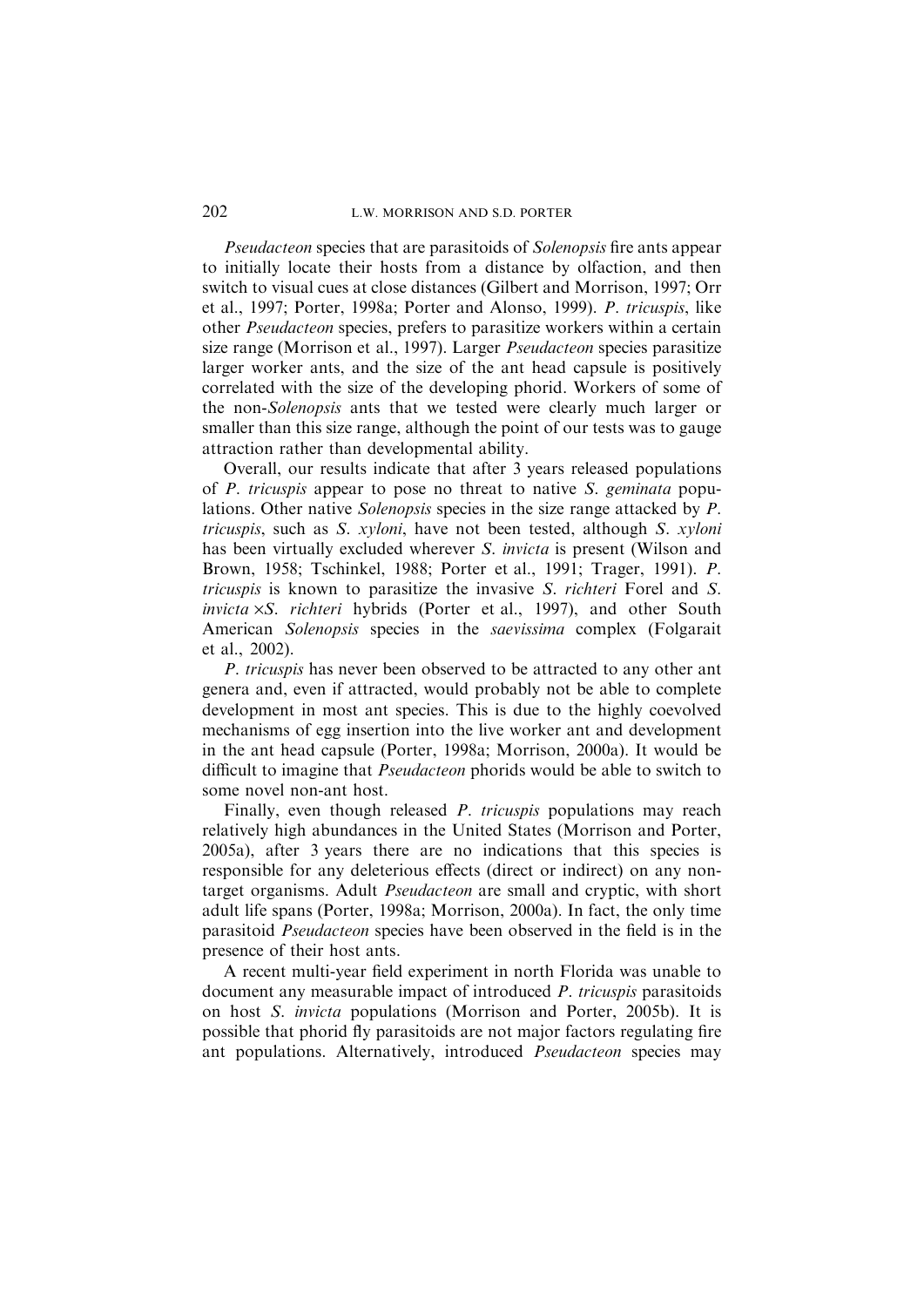*Pseudacteon* species that are parasitoids of *Solenopsis* fire ants appear to initially locate their hosts from a distance by olfaction, and then switch to visual cues at close distances (Gilbert and Morrison, 1997; Orr et al., 1997; Porter, 1998a; Porter and Alonso, 1999). *P. tricuspis*, like other *Pseudacteon* species, prefers to parasitize workers within a certain size range (Morrison et al., 1997). Larger *Pseudacteon* species parasitize larger worker ants, and the size of the ant head capsule is positively correlated with the size of the developing phorid. Workers of some of the non-*Solenopsis* ants that we tested were clearly much larger or smaller than this size range, although the point of our tests was to gauge attraction rather than developmental ability.

Overall, our results indicate that after 3 years released populations of *P. tricuspis* appear to pose no threat to native *S. geminata* populations. Other native *Solenopsis* species in the size range attacked by *P. tricuspis*, such as *S. xyloni*, have not been tested, although *S. xyloni* has been virtually excluded wherever *S. invicta* is present (Wilson and Brown, 1958; Tschinkel, 1988; Porter et al., 1991; Trager, 1991). *P. tricuspis* is known to parasitize the invasive *S. richteri* Forel and *S. invicta* ×*S. richteri* hybrids (Porter et al., 1997), and other South American *Solenopsis* species in the *saevissima* complex (Folgarait et al., 2002).

*P. tricuspis* has never been observed to be attracted to any other ant genera and, even if attracted, would probably not be able to complete development in most ant species. This is due to the highly coevolved mechanisms of egg insertion into the live worker ant and development in the ant head capsule (Porter, 1998a; Morrison, 2000a). It would be difficult to imagine that *Pseudacteon* phorids would be able to switch to some novel non-ant host.

Finally, even though released *P. tricuspis* populations may reach relatively high abundances in the United States (Morrison and Porter, 2005a), after 3 years there are no indications that this species is responsible for any deleterious effects (direct or indirect) on any non-target organisms. Adult *Pseudacteon* are small and cryptic, with short adult life spans (Porter, 1998a; Morrison, 2000a). In fact, the only time parasitoid *Pseudacteon* species have been observed in the field is in the presence of their host ants.

A recent multi-year field experiment in north Florida was unable to document any measurable impact of introduced *P. tricuspis* parasitoids on host *S. invicta* populations (Morrison and Porter, 2005b). It is possible that phorid fly parasitoids are not major factors regulating fire ant populations. Alternatively, introduced *Pseudacteon* species may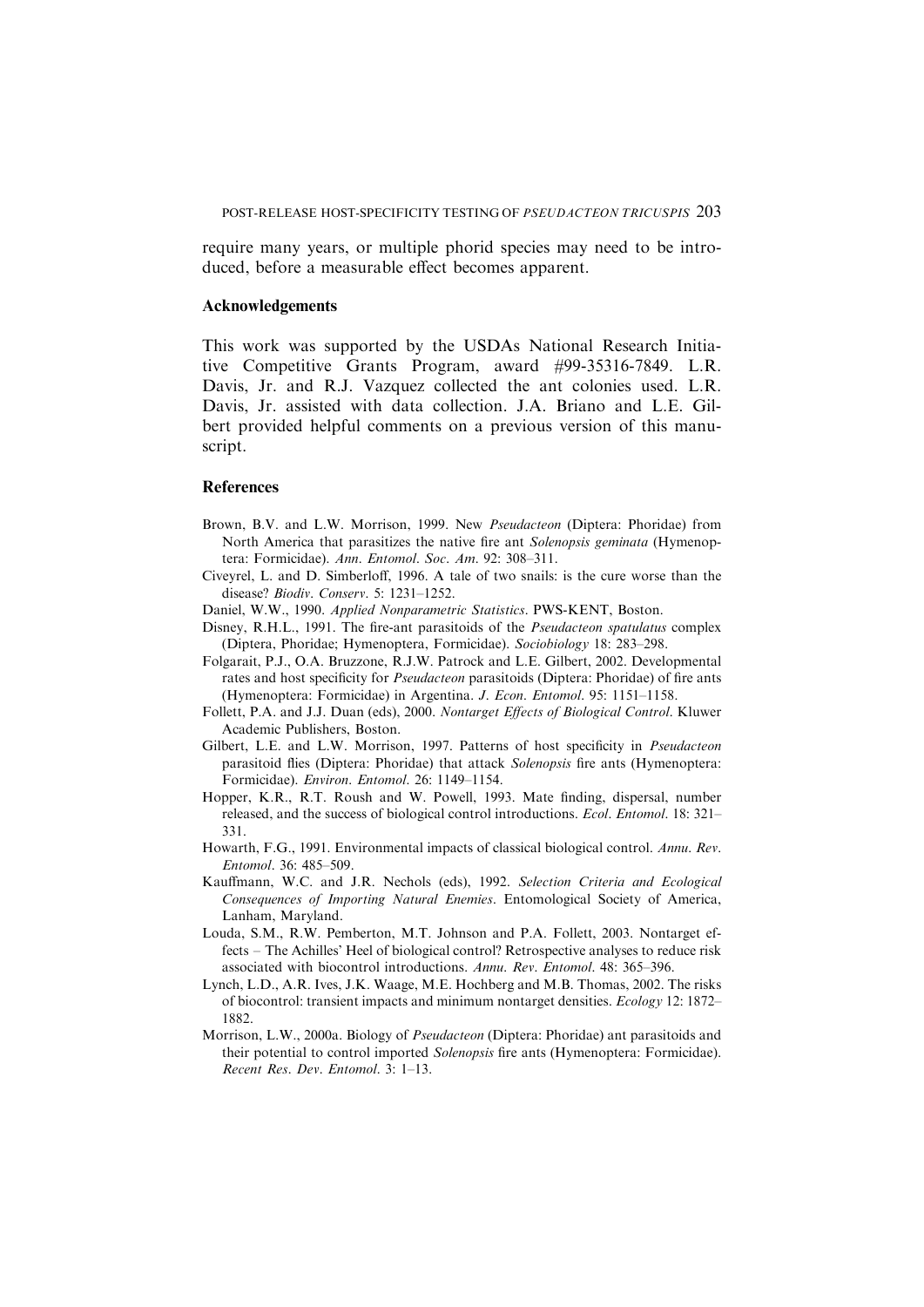require many years, or multiple phorid species may need to be introduced, before a measurable effect becomes apparent.

## Acknowledgements

This work was supported by the USDAs National Research Initiative Competitive Grants Program, award #99-35316-7849. L.R. Davis, Jr. and R.J. Vazquez collected the ant colonies used. L.R. Davis, Jr. assisted with data collection. J.A. Briano and L.E. Gilbert provided helpful comments on a previous version of this manuscript.

## References

Brown, B.V. and L.W. Morrison, 1999. New *Pseudacteon* (Diptera: Phoridae) from North America that parasitizes the native fire ant *Solenopsis geminata* (Hymenoptera: Formicidae). *Ann. Entomol. Soc. Am.* 92: 308–311.

Civeyrel, L. and D. Simberloff, 1996. A tale of two snails: is the cure worse than the disease? *Biodiv. Conserv.* 5: 1231–1252.

Daniel, W.W., 1990. *Applied Nonparametric Statistics*. PWS-KENT, Boston.

Disney, R.H.L., 1991. The fire-ant parasitoids of the *Pseudacteon spatulatus* complex (Diptera, Phoridae; Hymenoptera, Formicidae). *Sociobiology* 18: 283–298.

Folgarait, P.J., O.A. Bruzzone, R.J.W. Patrock and L.E. Gilbert, 2002. Developmental rates and host specificity for *Pseudacteon* parasitoids (Diptera: Phoridae) of fire ants (Hymenoptera: Formicidae) in Argentina. *J. Econ. Entomol.* 95: 1151–1158.

Follett, P.A. and J.J. Duan (eds), 2000. *Nontarget Effects of Biological Control*. Kluwer Academic Publishers, Boston.

Gilbert, L.E. and L.W. Morrison, 1997. Patterns of host specificity in *Pseudacteon* parasitoid flies (Diptera: Phoridae) that attack *Solenopsis* fire ants (Hymenoptera: Formicidae). *Environ. Entomol.* 26: 1149–1154.

Hopper, K.R., R.T. Roush and W. Powell, 1993. Mate finding, dispersal, number released, and the success of biological control introductions. *Ecol. Entomol.* 18: 321–331.

Howarth, F.G., 1991. Environmental impacts of classical biological control. *Annu. Rev. Entomol.* 36: 485–509.

Kauffmann, W.C. and J.R. Nechols (eds), 1992. *Selection Criteria and Ecological Consequences of Importing Natural Enemies*. Entomological Society of America, Lanham, Maryland.

Louda, S.M., R.W. Pemberton, M.T. Johnson and P.A. Follett, 2003. Nontarget effects – The Achilles' Heel of biological control? Retrospective analyses to reduce risk associated with biocontrol introductions. *Annu. Rev. Entomol.* 48: 365–396.

Lynch, L.D., A.R. Ives, J.K. Waage, M.E. Hochberg and M.B. Thomas, 2002. The risks of biocontrol: transient impacts and minimum nontarget densities. *Ecology* 12: 1872–1882.

Morrison, L.W., 2000a. Biology of *Pseudacteon* (Diptera: Phoridae) ant parasitoids and their potential to control imported *Solenopsis* fire ants (Hymenoptera: Formicidae). *Recent Res. Dev. Entomol.* 3: 1–13.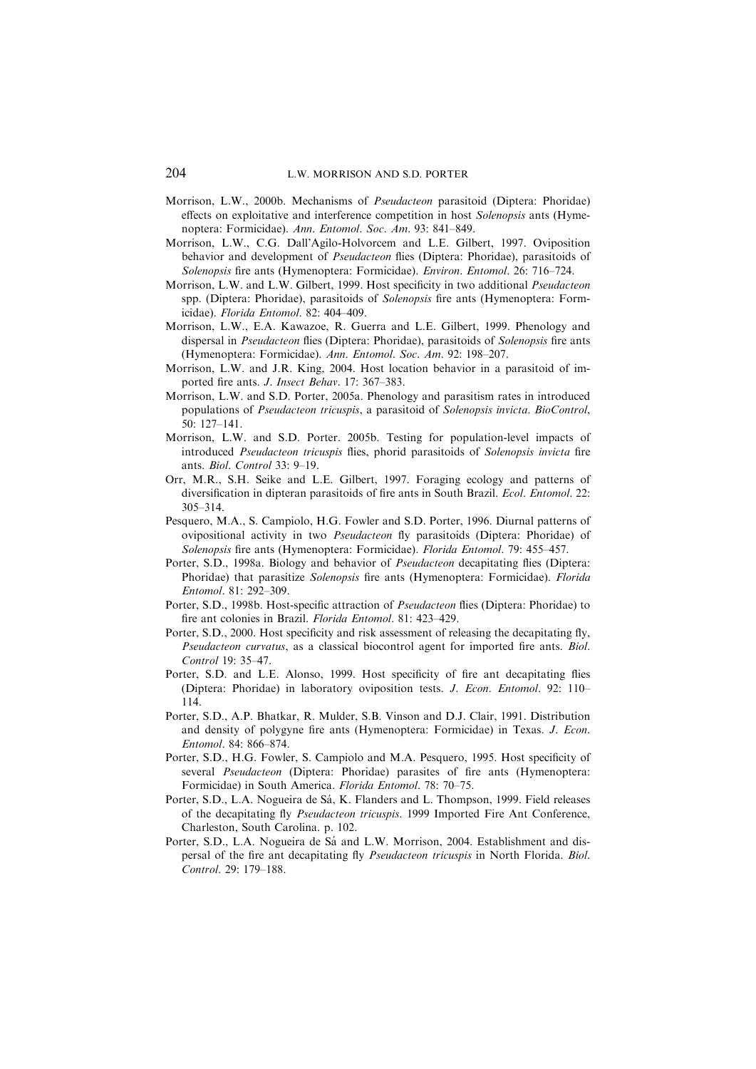Morrison, L.W., 2000b. Mechanisms of *Pseudacteon* parasitoid (Diptera: Phoridae) effects on exploitative and interference competition in host *Solenopsis* ants (Hymenoptera: Formicidae). *Ann. Entomol. Soc. Am.* 93: 841–849.

Morrison, L.W., C.G. Dall'Agilo-Holvorcem and L.E. Gilbert, 1997. Oviposition behavior and development of *Pseudacteon* flies (Diptera: Phoridae), parasitoids of *Solenopsis* fire ants (Hymenoptera: Formicidae). *Environ. Entomol.* 26: 716–724.

Morrison, L.W. and L.W. Gilbert, 1999. Host specificity in two additional *Pseudacteon* spp. (Diptera: Phoridae), parasitoids of *Solenopsis* fire ants (Hymenoptera: Formicidae). *Florida Entomol.* 82: 404–409.

Morrison, L.W., E.A. Kawazoe, R. Guerra and L.E. Gilbert, 1999. Phenology and dispersal in *Pseudacteon* flies (Diptera: Phoridae), parasitoids of *Solenopsis* fire ants (Hymenoptera: Formicidae). *Ann. Entomol. Soc. Am.* 92: 198–207.

Morrison, L.W. and J.R. King, 2004. Host location behavior in a parasitoid of imported fire ants. *J. Insect Behav.* 17: 367–383.

Morrison, L.W. and S.D. Porter, 2005a. Phenology and parasitism rates in introduced populations of *Pseudacteon tricuspis*, a parasitoid of *Solenopsis invicta*. *BioControl*, 50: 127–141.

Morrison, L.W. and S.D. Porter. 2005b. Testing for population-level impacts of introduced *Pseudacteon tricuspis* flies, phorid parasitoids of *Solenopsis invicta* fire ants. *Biol. Control* 33: 9–19.

Orr, M.R., S.H. Seike and L.E. Gilbert, 1997. Foraging ecology and patterns of diversification in dipteran parasitoids of fire ants in South Brazil. *Ecol. Entomol.* 22: 305–314.

Pesquero, M.A., S. Campiolo, H.G. Fowler and S.D. Porter, 1996. Diurnal patterns of ovipositional activity in two *Pseudacteon* fly parasitoids (Diptera: Phoridae) of *Solenopsis* fire ants (Hymenoptera: Formicidae). *Florida Entomol.* 79: 455–457.

Porter, S.D., 1998a. Biology and behavior of *Pseudacteon* decapitating flies (Diptera: Phoridae) that parasitize *Solenopsis* fire ants (Hymenoptera: Formicidae). *Florida Entomol.* 81: 292–309.

Porter, S.D., 1998b. Host-specific attraction of *Pseudacteon* flies (Diptera: Phoridae) to fire ant colonies in Brazil. *Florida Entomol.* 81: 423–429.

Porter, S.D., 2000. Host specificity and risk assessment of releasing the decapitating fly, *Pseudacteon curvatus*, as a classical biocontrol agent for imported fire ants. *Biol. Control* 19: 35–47.

Porter, S.D. and L.E. Alonso, 1999. Host specificity of fire ant decapitating flies (Diptera: Phoridae) in laboratory oviposition tests. *J. Econ. Entomol.* 92: 110–114.

Porter, S.D., A.P. Bhatkar, R. Mulder, S.B. Vinson and D.J. Clair, 1991. Distribution and density of polygyne fire ants (Hymenoptera: Formicidae) in Texas. *J. Econ. Entomol.* 84: 866–874.

Porter, S.D., H.G. Fowler, S. Campiolo and M.A. Pesquero, 1995. Host specificity of several *Pseudacteon* (Diptera: Phoridae) parasites of fire ants (Hymenoptera: Formicidae) in South America. *Florida Entomol.* 78: 70–75.

Porter, S.D., L.A. Nogueira de Sá, K. Flanders and L. Thompson, 1999. Field releases of the decapitating fly *Pseudacteon tricuspis*. 1999 Imported Fire Ant Conference, Charleston, South Carolina. p. 102.

Porter, S.D., L.A. Nogueira de Sá and L.W. Morrison, 2004. Establishment and dispersal of the fire ant decapitating fly *Pseudacteon tricuspis* in North Florida. *Biol. Control.* 29: 179–188.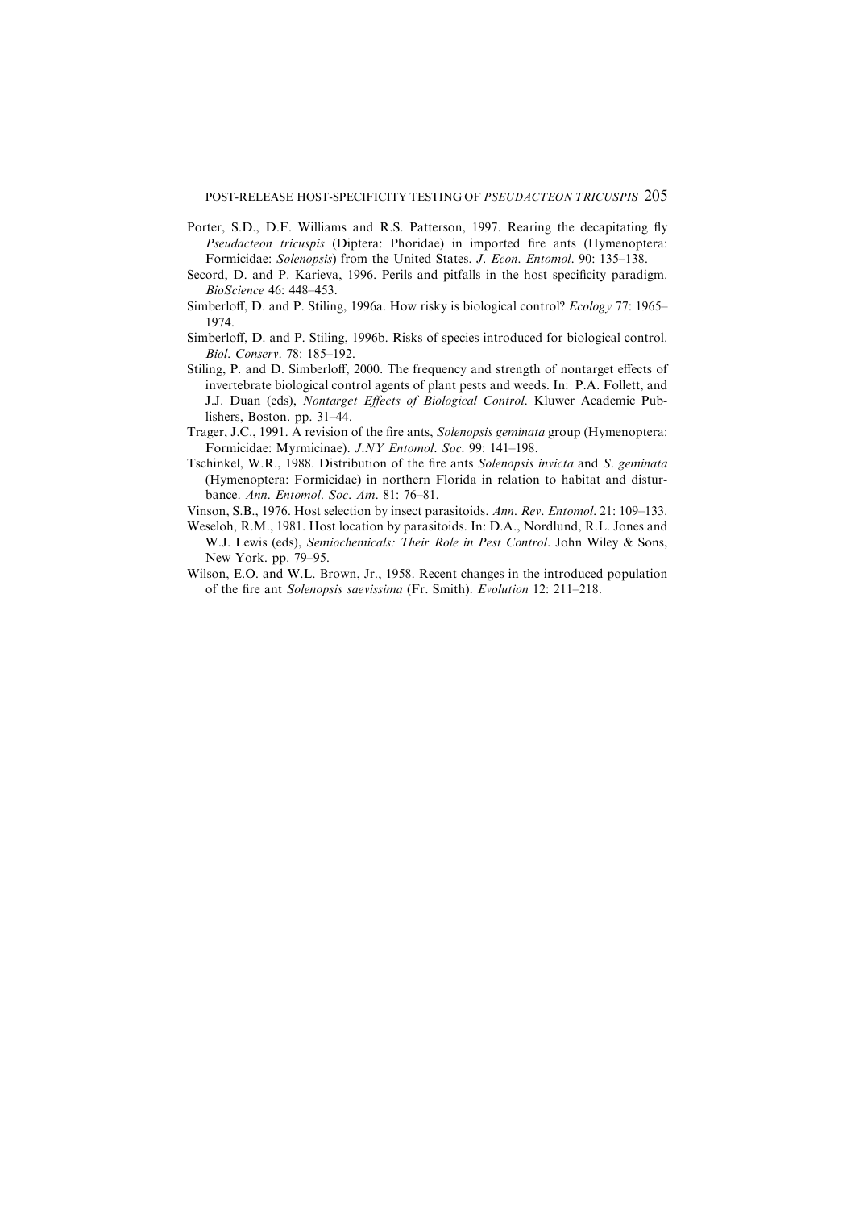Porter, S.D., D.F. Williams and R.S. Patterson, 1997. Rearing the decapitating fly *Pseudacteon tricuspis* (Diptera: Phoridae) in imported fire ants (Hymenoptera: Formicidae: *Solenopsis*) from the United States. *J. Econ. Entomol.* 90: 135–138.

Secord, D. and P. Karieva, 1996. Perils and pitfalls in the host specificity paradigm. *BioScience* 46: 448–453.

Simberloff, D. and P. Stiling, 1996a. How risky is biological control? *Ecology* 77: 1965–1974.

Simberloff, D. and P. Stiling, 1996b. Risks of species introduced for biological control. *Biol. Conserv.* 78: 185–192.

Stiling, P. and D. Simberloff, 2000. The frequency and strength of nontarget effects of invertebrate biological control agents of plant pests and weeds. In: P.A. Follett, and J.J. Duan (eds), *Nontarget Effects of Biological Control*. Kluwer Academic Publishers, Boston. pp. 31–44.

Trager, J.C., 1991. A revision of the fire ants, *Solenopsis geminata* group (Hymenoptera: Formicidae: Myrmicinae). *J.NY Entomol. Soc.* 99: 141–198.

Tschinkel, W.R., 1988. Distribution of the fire ants *Solenopsis invicta* and *S. geminata* (Hymenoptera: Formicidae) in northern Florida in relation to habitat and disturbance. *Ann. Entomol. Soc. Am.* 81: 76–81.

Vinson, S.B., 1976. Host selection by insect parasitoids. *Ann. Rev. Entomol.* 21: 109–133.

Weseloh, R.M., 1981. Host location by parasitoids. In: D.A., Nordlund, R.L. Jones and W.J. Lewis (eds), *Semiochemicals: Their Role in Pest Control*. John Wiley & Sons, New York. pp. 79–95.

Wilson, E.O. and W.L. Brown, Jr., 1958. Recent changes in the introduced population of the fire ant *Solenopsis saevissima* (Fr. Smith). *Evolution* 12: 211–218.